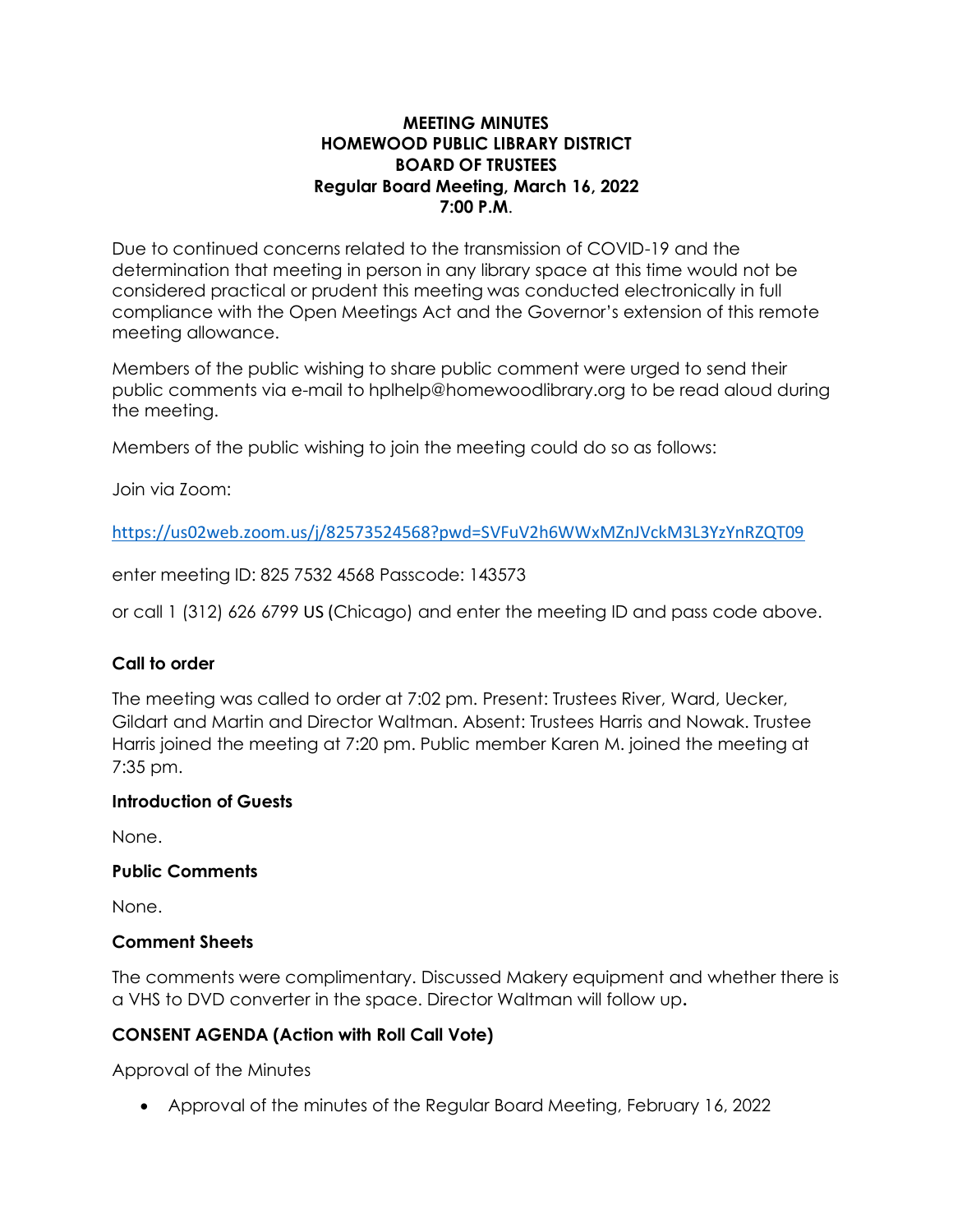# MEETING MINUTES
# HOMEWOOD PUBLIC LIBRARY DISTRICT
# BOARD OF TRUSTEES
## Regular Board Meeting, March 16, 2022
## 7:00 P.M.

Due to continued concerns related to the transmission of COVID-19 and the determination that meeting in person in any library space at this time would not be considered practical or prudent this meeting was conducted electronically in full compliance with the Open Meetings Act and the Governor's extension of this remote meeting allowance.

Members of the public wishing to share public comment were urged to send their public comments via e-mail to hplhelp@homewoodlibrary.org to be read aloud during the meeting.

Members of the public wishing to join the meeting could do so as follows:

Join via Zoom:

https://us02web.zoom.us/j/82573524568?pwd=SVFuV2h6WWxMZnJVckM3L3YzYnRZQT09

enter meeting ID: 825 7532 4568 Passcode: 143573

or call 1 (312) 626 6799 US (Chicago) and enter the meeting ID and pass code above.

### Call to order

The meeting was called to order at 7:02 pm. Present: Trustees River, Ward, Uecker, Gildart and Martin and Director Waltman. Absent: Trustees Harris and Nowak. Trustee Harris joined the meeting at 7:20 pm. Public member Karen M. joined the meeting at 7:35 pm.

### Introduction of Guests

None.

### Public Comments

None.

### Comment Sheets

The comments were complimentary. Discussed Makery equipment and whether there is a VHS to DVD converter in the space. Director Waltman will follow up.

### CONSENT AGENDA (Action with Roll Call Vote)

Approval of the Minutes

- Approval of the minutes of the Regular Board Meeting, February 16, 2022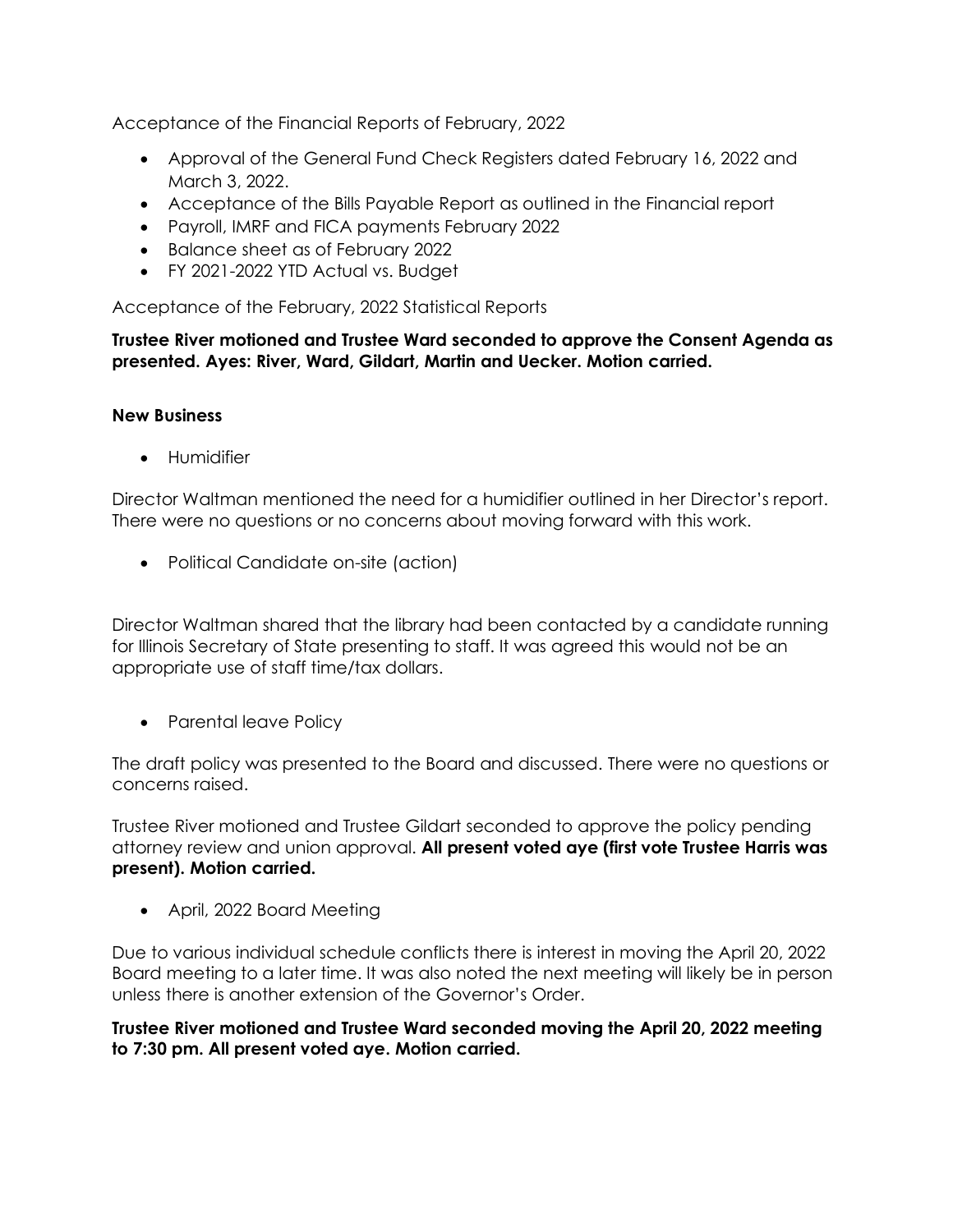Acceptance of the Financial Reports of February, 2022

- Approval of the General Fund Check Registers dated February 16, 2022 and March 3, 2022.
- Acceptance of the Bills Payable Report as outlined in the Financial report
- Payroll, IMRF and FICA payments February 2022
- Balance sheet as of February 2022
- FY 2021-2022 YTD Actual vs. Budget

Acceptance of the February, 2022 Statistical Reports

**Trustee River motioned and Trustee Ward seconded to approve the Consent Agenda as presented. Ayes: River, Ward, Gildart, Martin and Uecker. Motion carried.**

**New Business**

- Humidifier

Director Waltman mentioned the need for a humidifier outlined in her Director's report. There were no questions or no concerns about moving forward with this work.

- Political Candidate on-site (action)

Director Waltman shared that the library had been contacted by a candidate running for Illinois Secretary of State presenting to staff. It was agreed this would not be an appropriate use of staff time/tax dollars.

- Parental leave Policy

The draft policy was presented to the Board and discussed. There were no questions or concerns raised.

Trustee River motioned and Trustee Gildart seconded to approve the policy pending attorney review and union approval. **All present voted aye (first vote Trustee Harris was present). Motion carried.**

- April, 2022 Board Meeting

Due to various individual schedule conflicts there is interest in moving the April 20, 2022 Board meeting to a later time. It was also noted the next meeting will likely be in person unless there is another extension of the Governor's Order.

**Trustee River motioned and Trustee Ward seconded moving the April 20, 2022 meeting to 7:30 pm. All present voted aye. Motion carried.**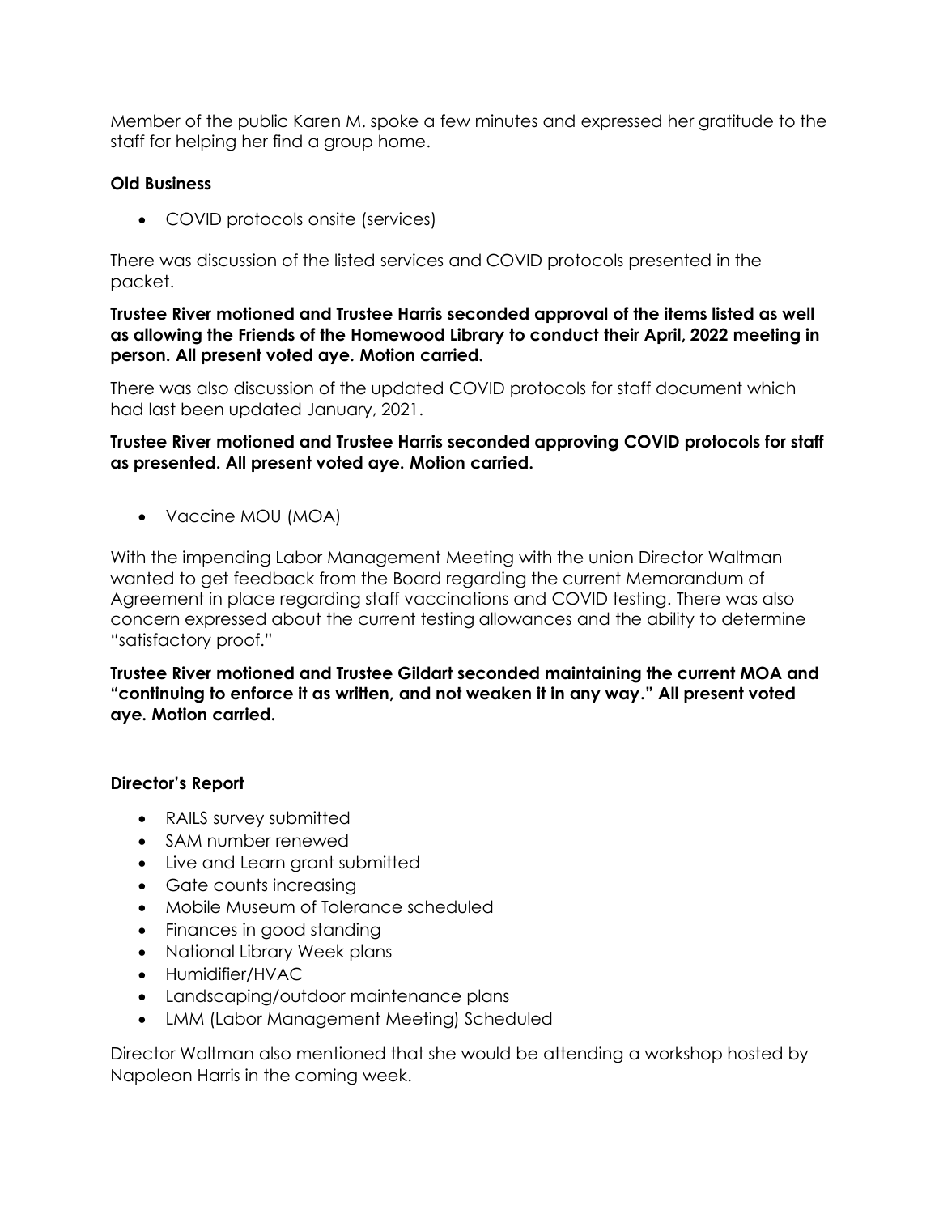Member of the public Karen M. spoke a few minutes and expressed her gratitude to the staff for helping her find a group home.

**Old Business**

- COVID protocols onsite (services)

There was discussion of the listed services and COVID protocols presented in the packet.

**Trustee River motioned and Trustee Harris seconded approval of the items listed as well as allowing the Friends of the Homewood Library to conduct their April, 2022 meeting in person. All present voted aye. Motion carried.**

There was also discussion of the updated COVID protocols for staff document which had last been updated January, 2021.

**Trustee River motioned and Trustee Harris seconded approving COVID protocols for staff as presented. All present voted aye. Motion carried.**

- Vaccine MOU (MOA)

With the impending Labor Management Meeting with the union Director Waltman wanted to get feedback from the Board regarding the current Memorandum of Agreement in place regarding staff vaccinations and COVID testing. There was also concern expressed about the current testing allowances and the ability to determine "satisfactory proof."

**Trustee River motioned and Trustee Gildart seconded maintaining the current MOA and "continuing to enforce it as written, and not weaken it in any way." All present voted aye. Motion carried.**

**Director's Report**

- RAILS survey submitted
- SAM number renewed
- Live and Learn grant submitted
- Gate counts increasing
- Mobile Museum of Tolerance scheduled
- Finances in good standing
- National Library Week plans
- Humidifier/HVAC
- Landscaping/outdoor maintenance plans
- LMM (Labor Management Meeting) Scheduled

Director Waltman also mentioned that she would be attending a workshop hosted by Napoleon Harris in the coming week.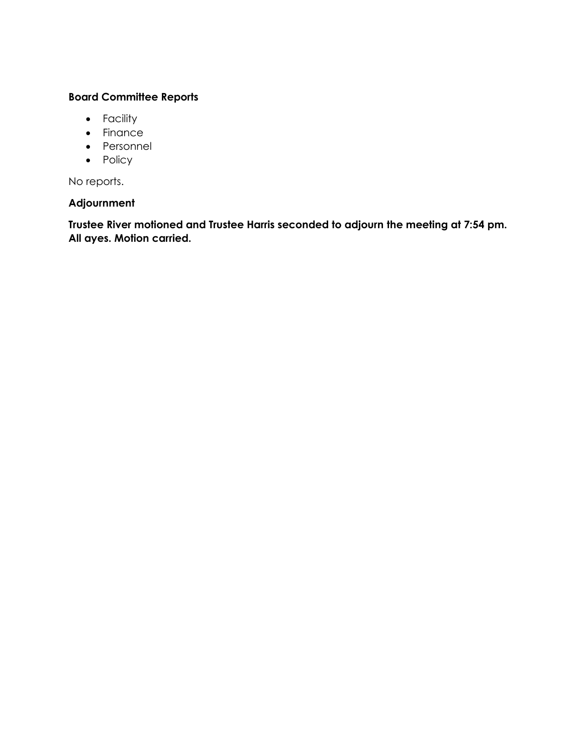**Board Committee Reports**

- Facility
- Finance
- Personnel
- Policy

No reports.

**Adjournment**

**Trustee River motioned and Trustee Harris seconded to adjourn the meeting at 7:54 pm. All ayes. Motion carried.**